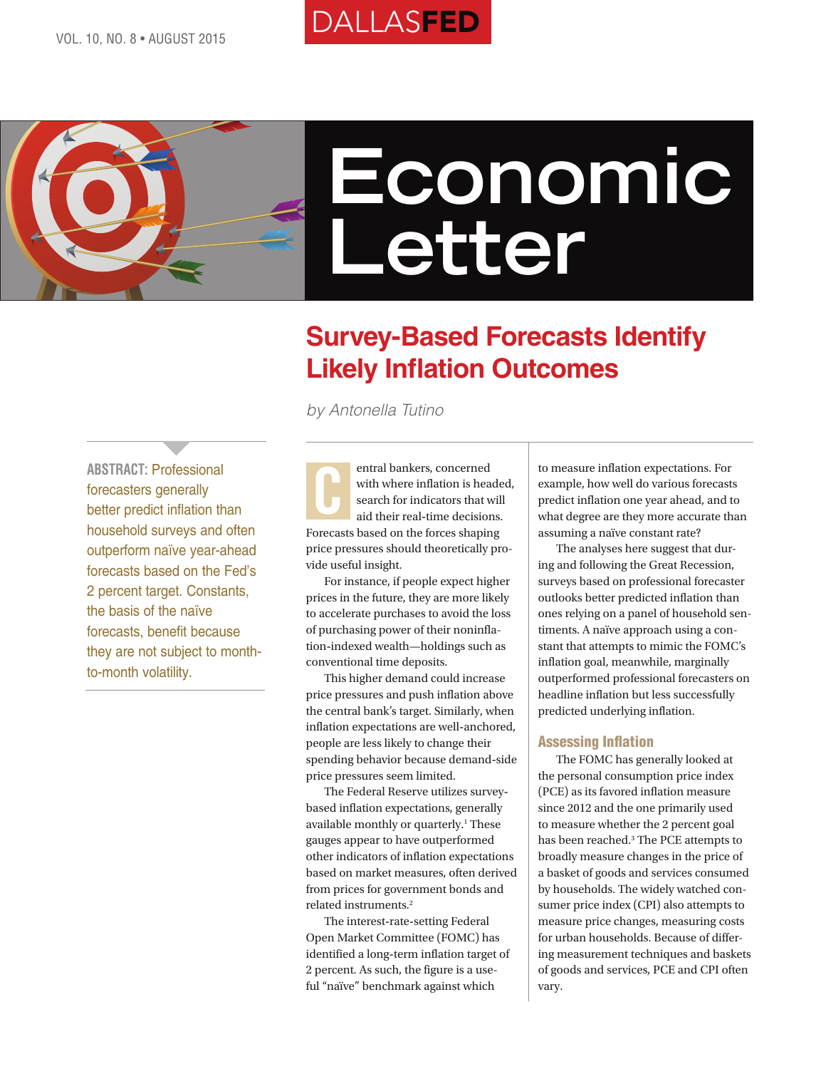DALLASFED

# Economic Letter

## Survey-Based Forecasts Identify Likely Inflation Outcomes

*by Antonella Tutino*

**ABSTRACT:** Professional forecasters generally better predict inflation than household surveys and often outperform naïve year-ahead forecasts based on the Fed's 2 percent target. Constants, the basis of the naïve forecasts, benefit because they are not subject to month-to-month volatility.

Central bankers, concerned with where inflation is headed, search for indicators that will aid their real-time decisions. Forecasts based on the forces shaping price pressures should theoretically provide useful insight.

For instance, if people expect higher prices in the future, they are more likely to accelerate purchases to avoid the loss of purchasing power of their noninflation-indexed wealth—holdings such as conventional time deposits.

This higher demand could increase price pressures and push inflation above the central bank's target. Similarly, when inflation expectations are well-anchored, people are less likely to change their spending behavior because demand-side price pressures seem limited.

The Federal Reserve utilizes survey-based inflation expectations, generally available monthly or quarterly.[1] These gauges appear to have outperformed other indicators of inflation expectations based on market measures, often derived from prices for government bonds and related instruments.[2]

The interest-rate-setting Federal Open Market Committee (FOMC) has identified a long-term inflation target of 2 percent. As such, the figure is a useful "naïve" benchmark against which to measure inflation expectations. For example, how well do various forecasts predict inflation one year ahead, and to what degree are they more accurate than assuming a naïve constant rate?

The analyses here suggest that during and following the Great Recession, surveys based on professional forecaster outlooks better predicted inflation than ones relying on a panel of household sentiments. A naïve approach using a constant that attempts to mimic the FOMC's inflation goal, meanwhile, marginally outperformed professional forecasters on headline inflation but less successfully predicted underlying inflation.

### Assessing Inflation

The FOMC has generally looked at the personal consumption price index (PCE) as its favored inflation measure since 2012 and the one primarily used to measure whether the 2 percent goal has been reached.[3] The PCE attempts to broadly measure changes in the price of a basket of goods and services consumed by households. The widely watched consumer price index (CPI) also attempts to measure price changes, measuring costs for urban households. Because of differing measurement techniques and baskets of goods and services, PCE and CPI often vary.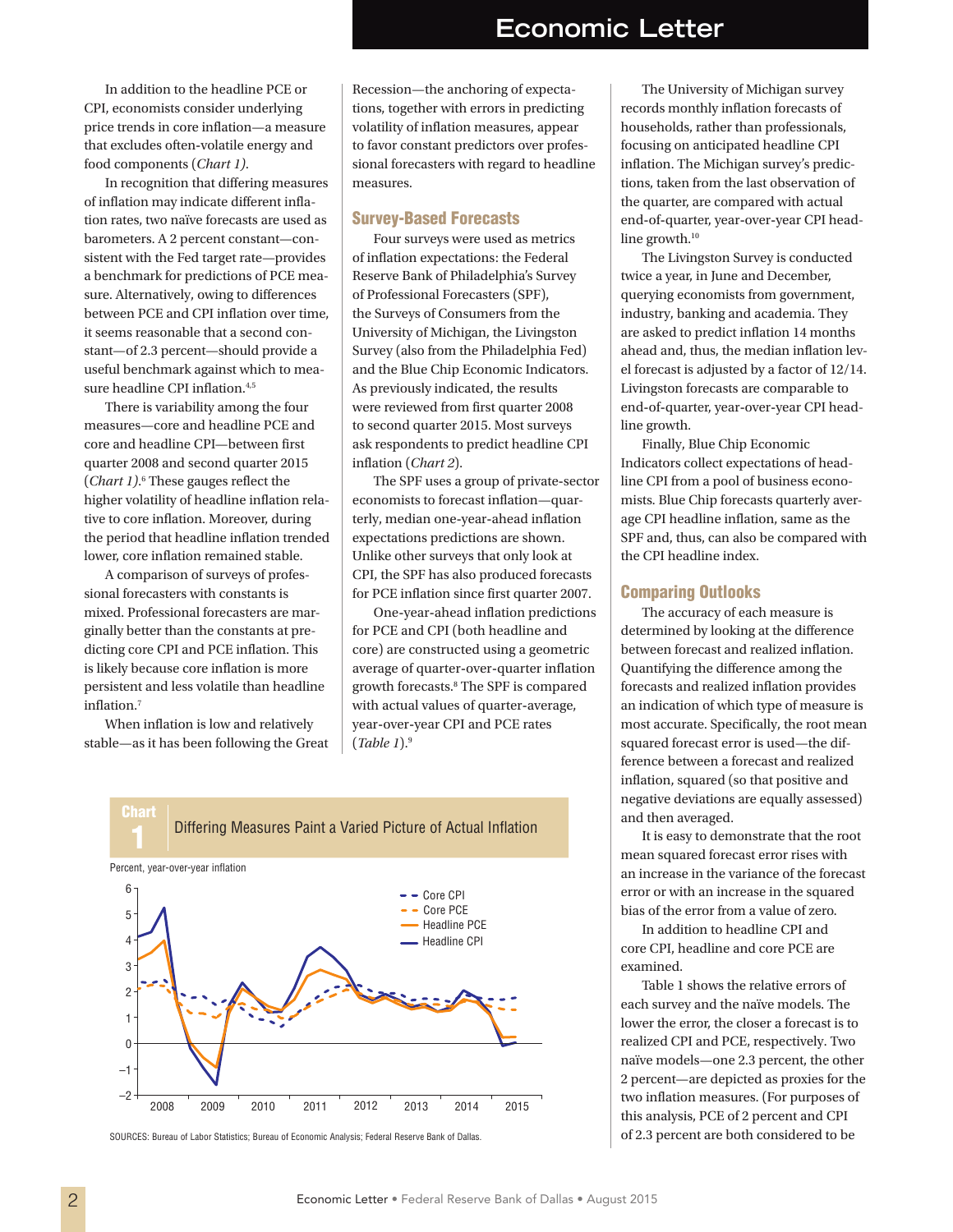In addition to the headline PCE or CPI, economists consider underlying price trends in core inflation—a measure that excludes often-volatile energy and food components (*Chart 1)*.

In recognition that differing measures of inflation may indicate different inflation rates, two naïve forecasts are used as barometers. A 2 percent constant—consistent with the Fed target rate—provides a benchmark for predictions of PCE measure. Alternatively, owing to differences between PCE and CPI inflation over time, it seems reasonable that a second constant—of 2.3 percent—should provide a useful benchmark against which to measure headline CPI inflation.[4,5]

There is variability among the four measures—core and headline PCE and core and headline CPI—between first quarter 2008 and second quarter 2015 (*Chart 1)*.[6] These gauges reflect the higher volatility of headline inflation relative to core inflation. Moreover, during the period that headline inflation trended lower, core inflation remained stable.

A comparison of surveys of professional forecasters with constants is mixed. Professional forecasters are marginally better than the constants at predicting core CPI and PCE inflation. This is likely because core inflation is more persistent and less volatile than headline inflation.[7]

When inflation is low and relatively stable—as it has been following the Great Recession—the anchoring of expectations, together with errors in predicting volatility of inflation measures, appear to favor constant predictors over professional forecasters with regard to headline measures.

## Survey-Based Forecasts

Four surveys were used as metrics of inflation expectations: the Federal Reserve Bank of Philadelphia's Survey of Professional Forecasters (SPF), the Surveys of Consumers from the University of Michigan, the Livingston Survey (also from the Philadelphia Fed) and the Blue Chip Economic Indicators. As previously indicated, the results were reviewed from first quarter 2008 to second quarter 2015. Most surveys ask respondents to predict headline CPI inflation (*Chart 2*).

The SPF uses a group of private-sector economists to forecast inflation—quarterly, median one-year-ahead inflation expectations predictions are shown. Unlike other surveys that only look at CPI, the SPF has also produced forecasts for PCE inflation since first quarter 2007.

One-year-ahead inflation predictions for PCE and CPI (both headline and core) are constructed using a geometric average of quarter-over-quarter inflation growth forecasts.[8] The SPF is compared with actual values of quarter-average, year-over-year CPI and PCE rates (*Table 1*).[9]

The University of Michigan survey records monthly inflation forecasts of households, rather than professionals, focusing on anticipated headline CPI inflation. The Michigan survey's predictions, taken from the last observation of the quarter, are compared with actual end-of-quarter, year-over-year CPI headline growth.[10]

The Livingston Survey is conducted twice a year, in June and December, querying economists from government, industry, banking and academia. They are asked to predict inflation 14 months ahead and, thus, the median inflation level forecast is adjusted by a factor of 12/14. Livingston forecasts are comparable to end-of-quarter, year-over-year CPI headline growth.

Finally, Blue Chip Economic Indicators collect expectations of headline CPI from a pool of business economists. Blue Chip forecasts quarterly average CPI headline inflation, same as the SPF and, thus, can also be compared with the CPI headline index.

## Comparing Outlooks

The accuracy of each measure is determined by looking at the difference between forecast and realized inflation. Quantifying the difference among the forecasts and realized inflation provides an indication of which type of measure is most accurate. Specifically, the root mean squared forecast error is used—the difference between a forecast and realized inflation, squared (so that positive and negative deviations are equally assessed) and then averaged.

It is easy to demonstrate that the root mean squared forecast error rises with an increase in the variance of the forecast error or with an increase in the squared bias of the error from a value of zero.

In addition to headline CPI and core CPI, headline and core PCE are examined.

Table 1 shows the relative errors of each survey and the naïve models. The lower the error, the closer a forecast is to realized CPI and PCE, respectively. Two naïve models—one 2.3 percent, the other 2 percent—are depicted as proxies for the two inflation measures. (For purposes of this analysis, PCE of 2 percent and CPI of 2.3 percent are both considered to be

**Chart 1** Differing Measures Paint a Varied Picture of Actual Inflation

Percent, year-over-year inflation

SOURCES: Bureau of Labor Statistics; Bureau of Economic Analysis; Federal Reserve Bank of Dallas.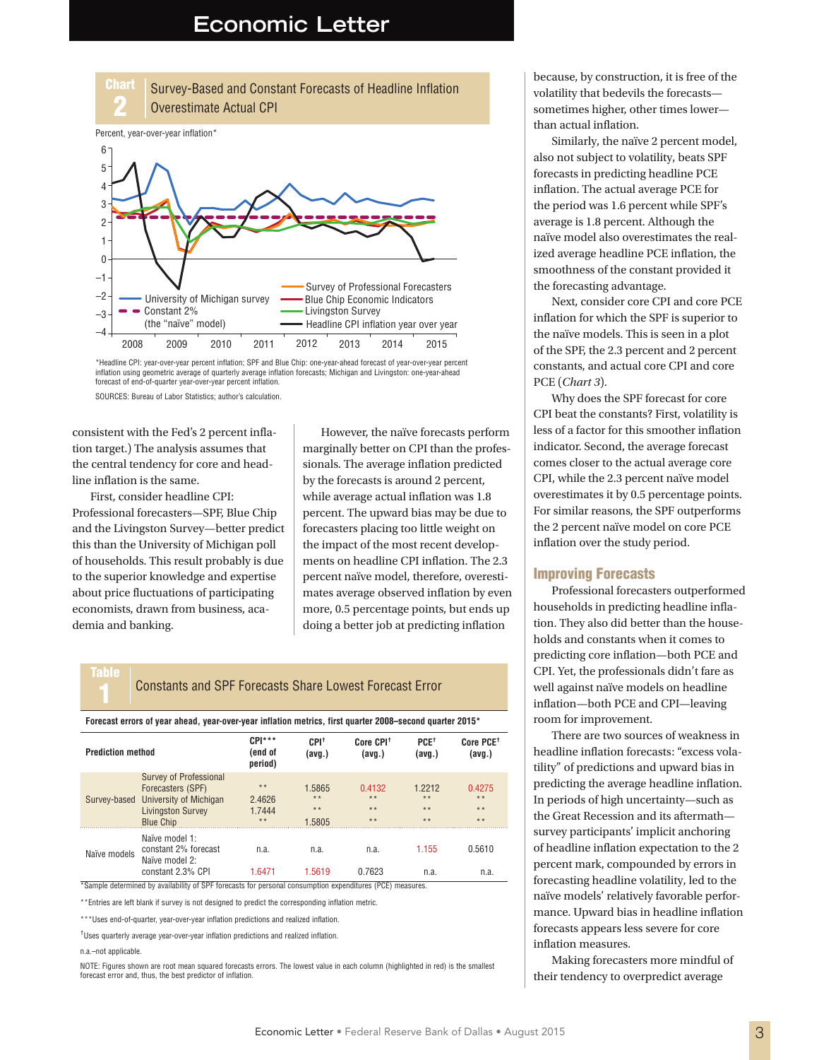## Chart 2: Survey-Based and Constant Forecasts of Headline Inflation Overestimate Actual CPI

Percent, year-over-year inflation*

*Headline CPI: year-over-year percent inflation; SPF and Blue Chip: one-year-ahead forecast of year-over-year percent inflation using geometric average of quarterly average inflation forecasts; Michigan and Livingston: one-year-ahead forecast of end-of-quarter year-over-year percent inflation.

SOURCES: Bureau of Labor Statistics; author's calculation.

consistent with the Fed's 2 percent inflation target.) The analysis assumes that the central tendency for core and headline inflation is the same.

First, consider headline CPI: Professional forecasters—SPF, Blue Chip and the Livingston Survey—better predict this than the University of Michigan poll of households. This result probably is due to the superior knowledge and expertise about price fluctuations of participating economists, drawn from business, academia and banking.

However, the naïve forecasts perform marginally better on CPI than the professionals. The average inflation predicted by the forecasters is around 2 percent, while average actual inflation was 1.8 percent. The upward bias may be due to forecasters placing too little weight on the impact of the most recent developments on headline CPI inflation. The 2.3 percent naïve model, therefore, overestimates average observed inflation by even more, 0.5 percentage points, but ends up doing a better job at predicting inflation because, by construction, it is free of the volatility that bedevils the forecasts—sometimes higher, other times lower—than actual inflation.

Similarly, the naïve 2 percent model, also not subject to volatility, beats SPF forecasts in predicting headline PCE inflation. The actual average PCE for the period was 1.6 percent while SPF's average is 1.8 percent. Although the naïve model also overestimates the realized average headline PCE inflation, the smoothness of the constant provided it the forecasting advantage.

Next, consider core CPI and core PCE inflation for which the SPF is superior to the naïve models. This is seen in a plot of the SPF, the 2.3 percent and 2 percent constants, and actual core CPI and core PCE (*Chart 3*).

Why does the SPF forecast for core CPI beat the constants? First, volatility is less of a factor for this smoother inflation indicator. Second, the average forecast comes closer to the actual average core CPI, while the 2.3 percent naïve model overestimates it by 0.5 percentage points. For similar reasons, the SPF outperforms the 2 percent naïve model on core PCE inflation over the study period.

## Table 1: Constants and SPF Forecasts Share Lowest Forecast Error

**Forecast errors of year ahead, year-over-year inflation metrics, first quarter 2008–second quarter 2015***

| Prediction method | | CPI*** (end of period) | CPI† (avg.) | Core CPI† (avg.) | PCE† (avg.) | Core PCE† (avg.) |
|---|---|---|---|---|---|---|
| Survey-based | Survey of Professional Forecasters (SPF) | ** | 1.5865 | 0.4132 | 1.2212 | 0.4275 |
| | University of Michigan | 2.4626 | ** | ** | ** | ** |
| | Livingston Survey | 1.7444 | ** | ** | ** | ** |
| | Blue Chip | ** | 1.5805 | ** | ** | ** |
| Naïve models | Naïve model 1: constant 2% forecast | n.a. | n.a. | n.a. | 1.155 | 0.5610 |
| | Naïve model 2: constant 2.3% CPI | 1.6471 | 1.5619 | 0.7623 | n.a. | n.a. |

*Sample determined by availability of SPF forecasts for personal consumption expenditures (PCE) measures.

**Entries are left blank if survey is not designed to predict the corresponding inflation metric.

***Uses end-of-quarter, year-over-year inflation predictions and realized inflation.

†Uses quarterly average year-over-year inflation predictions and realized inflation.

n.a.–not applicable.

NOTE: Figures shown are root mean squared forecasts errors. The lowest value in each column (highlighted in red) is the smallest forecast error and, thus, the best predictor of inflation.

## Improving Forecasts

Professional forecasters outperformed households in predicting headline inflation. They also did better than the households and constants when it comes to predicting core inflation—both PCE and CPI. Yet, the professionals didn't fare as well against naïve models on headline inflation—both PCE and CPI—leaving room for improvement.

There are two sources of weakness in headline inflation forecasts: "excess volatility" of predictions and upward bias in predicting the average headline inflation. In periods of high uncertainty—such as the Great Recession and its aftermath—survey participants' implicit anchoring of headline inflation expectation to the 2 percent mark, compounded by errors in forecasting headline volatility, led to the naïve models' relatively favorable performance. Upward bias in headline inflation forecasts appears less severe for core inflation measures.

Making forecasters more mindful of their tendency to overpredict average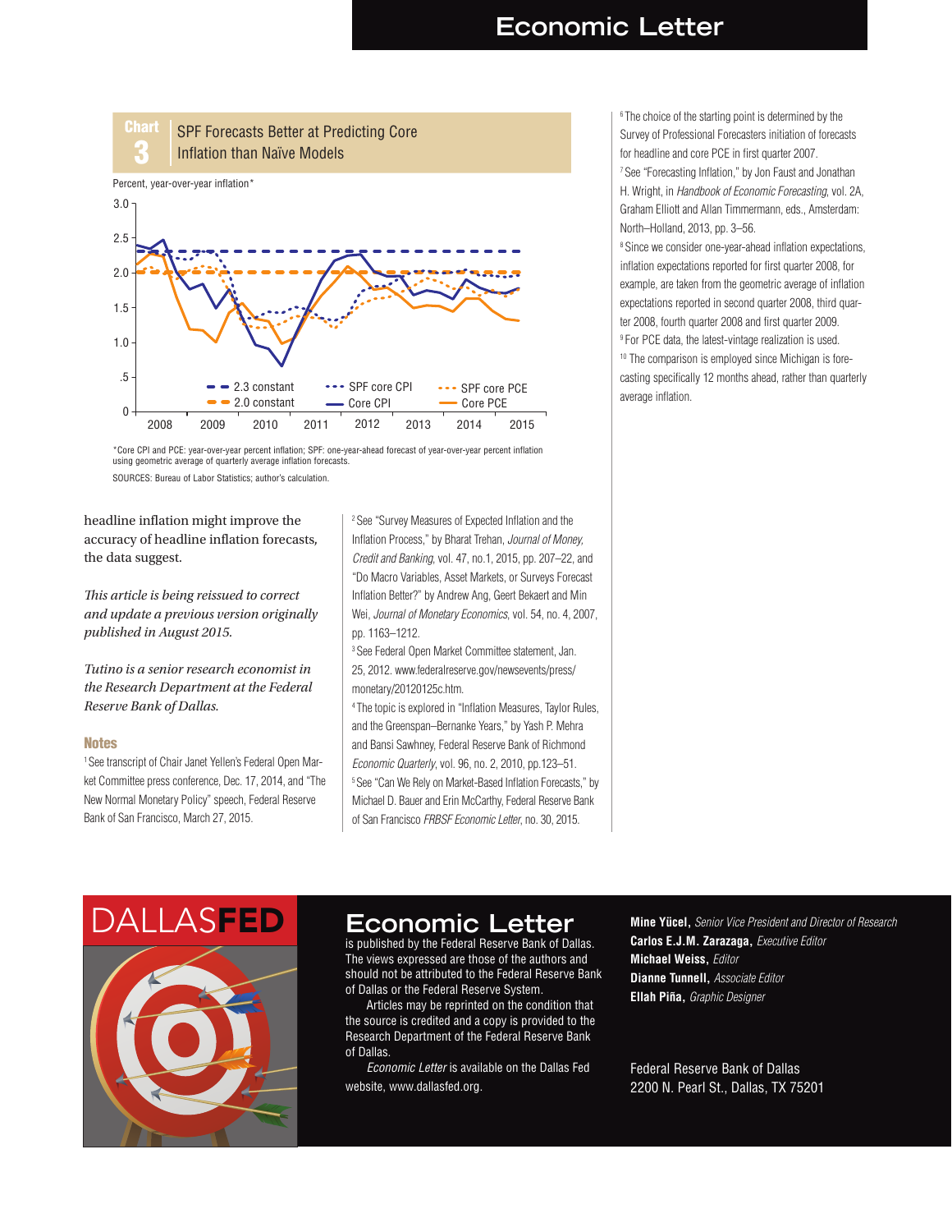**Chart 3** SPF Forecasts Better at Predicting Core Inflation than Naïve Models

Percent, year-over-year inflation*

3.0
2.5
2.0
1.5
1.0
.5
0

2008 2009 2010 2011 2012 2013 2014 2015

2.3 constant
2.0 constant
SPF core CPI
Core CPI
SPF core PCE
Core PCE

*Core CPI and PCE: year-over-year percent inflation; SPF: one-year-ahead forecast of year-over-year percent inflation using geometric average of quarterly average inflation forecasts.

SOURCES: Bureau of Labor Statistics; author's calculation.

headline inflation might improve the accuracy of headline inflation forecasts, the data suggest.

*This article is being reissued to correct and update a previous version originally published in August 2015.*

*Tutino is a senior research economist in the Research Department at the Federal Reserve Bank of Dallas.*

## Notes

[1] See transcript of Chair Janet Yellen's Federal Open Market Committee press conference, Dec. 17, 2014, and "The New Normal Monetary Policy" speech, Federal Reserve Bank of San Francisco, March 27, 2015.

[2] See "Survey Measures of Expected Inflation and the Inflation Process," by Bharat Trehan, *Journal of Money, Credit and Banking*, vol. 47, no.1, 2015, pp. 207–22, and "Do Macro Variables, Asset Markets, or Surveys Forecast Inflation Better?" by Andrew Ang, Geert Bekaert and Min Wei, *Journal of Monetary Economics*, vol. 54, no. 4, 2007, pp. 1163–1212.

[3] See Federal Open Market Committee statement, Jan. 25, 2012. www.federalreserve.gov/newsevents/press/monetary/20120125c.htm.

[4] The topic is explored in "Inflation Measures, Taylor Rules, and the Greenspan–Bernanke Years," by Yash P. Mehra and Bansi Sawhney, Federal Reserve Bank of Richmond *Economic Quarterly*, vol. 96, no. 2, 2010, pp.123–51.

[5] See "Can We Rely on Market-Based Inflation Forecasts," by Michael D. Bauer and Erin McCarthy, Federal Reserve Bank of San Francisco *FRBSF Economic Letter*, no. 30, 2015.

[6] The choice of the starting point is determined by the Survey of Professional Forecasters initiation of forecasts for headline and core PCE in first quarter 2007.

[7] See "Forecasting Inflation," by Jon Faust and Jonathan H. Wright, in *Handbook of Economic Forecasting*, vol. 2A, Graham Elliott and Allan Timmermann, eds., Amsterdam: North–Holland, 2013, pp. 3–56.

[8] Since we consider one-year-ahead inflation expectations, inflation expectations reported for first quarter 2008, for example, are taken from the geometric average of inflation expectations reported in second quarter 2008, third quarter 2008, fourth quarter 2008 and first quarter 2009.

[9] For PCE data, the latest-vintage realization is used.

[10] The comparison is employed since Michigan is forecasting specifically 12 months ahead, rather than quarterly average inflation.

DALLASFED

**Economic Letter** is published by the Federal Reserve Bank of Dallas. The views expressed are those of the authors and should not be attributed to the Federal Reserve Bank of Dallas or the Federal Reserve System.

Articles may be reprinted on the condition that the source is credited and a copy is provided to the Research Department of the Federal Reserve Bank of Dallas.

*Economic Letter* is available on the Dallas Fed website, www.dallasfed.org.

**Mine Yücel,** *Senior Vice President and Director of Research*
**Carlos E.J.M. Zarazaga,** *Executive Editor*
**Michael Weiss,** *Editor*
**Dianne Tunnell,** *Associate Editor*
**Ellah Piña,** *Graphic Designer*

Federal Reserve Bank of Dallas
2200 N. Pearl St., Dallas, TX 75201